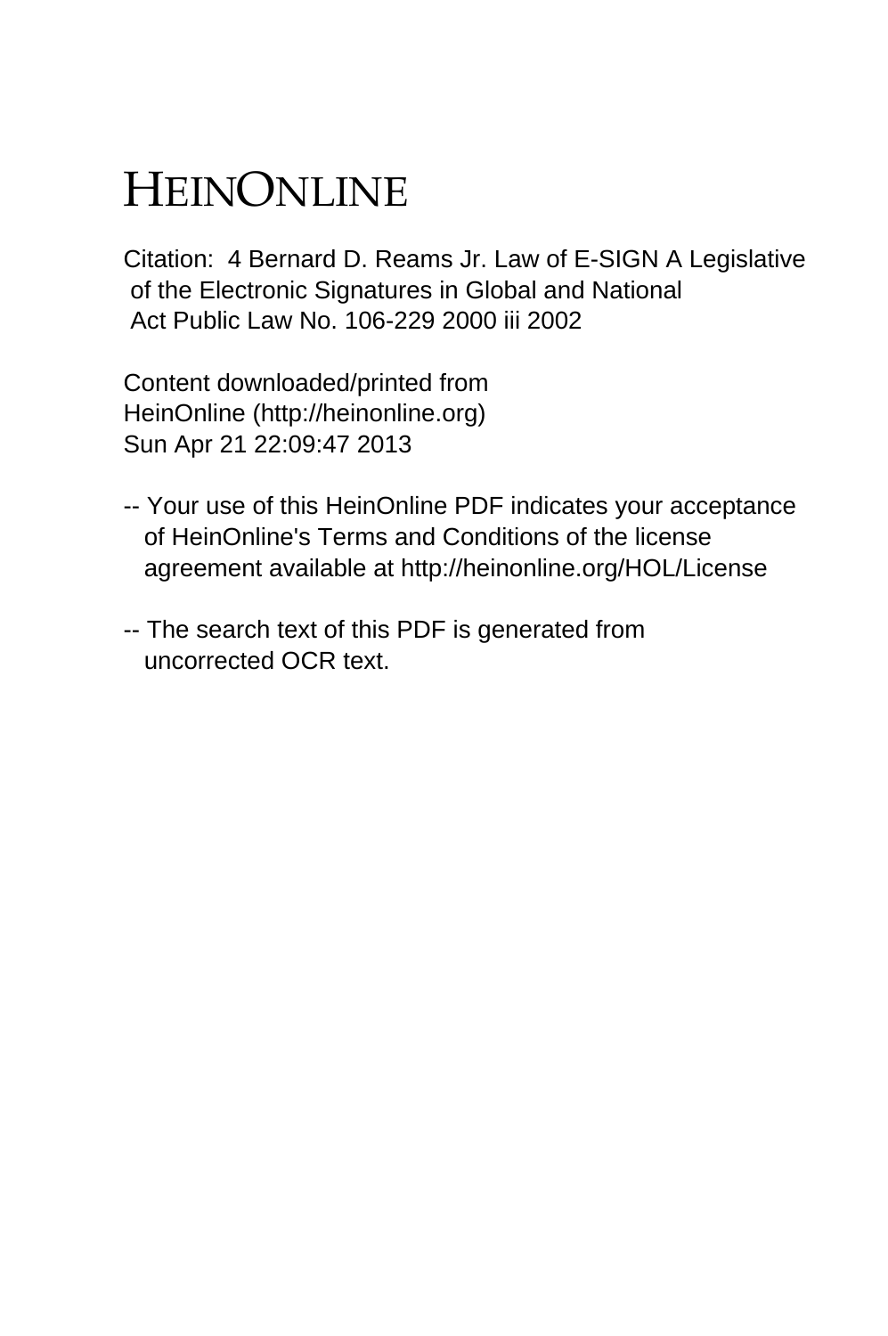# HEINONLINE

Citation: 4 Bernard D. Reams Jr. Law of E-SIGN A Legislative of the Electronic Signatures in Global and National Act Public Law No. 106-229 2000 iii 2002

Content downloaded/printed from HeinOnline (http://heinonline.org)
Sun Apr 21 22:09:47 2013

-- Your use of this HeinOnline PDF indicates your acceptance of HeinOnline's Terms and Conditions of the license agreement available at http://heinonline.org/HOL/License

-- The search text of this PDF is generated from uncorrected OCR text.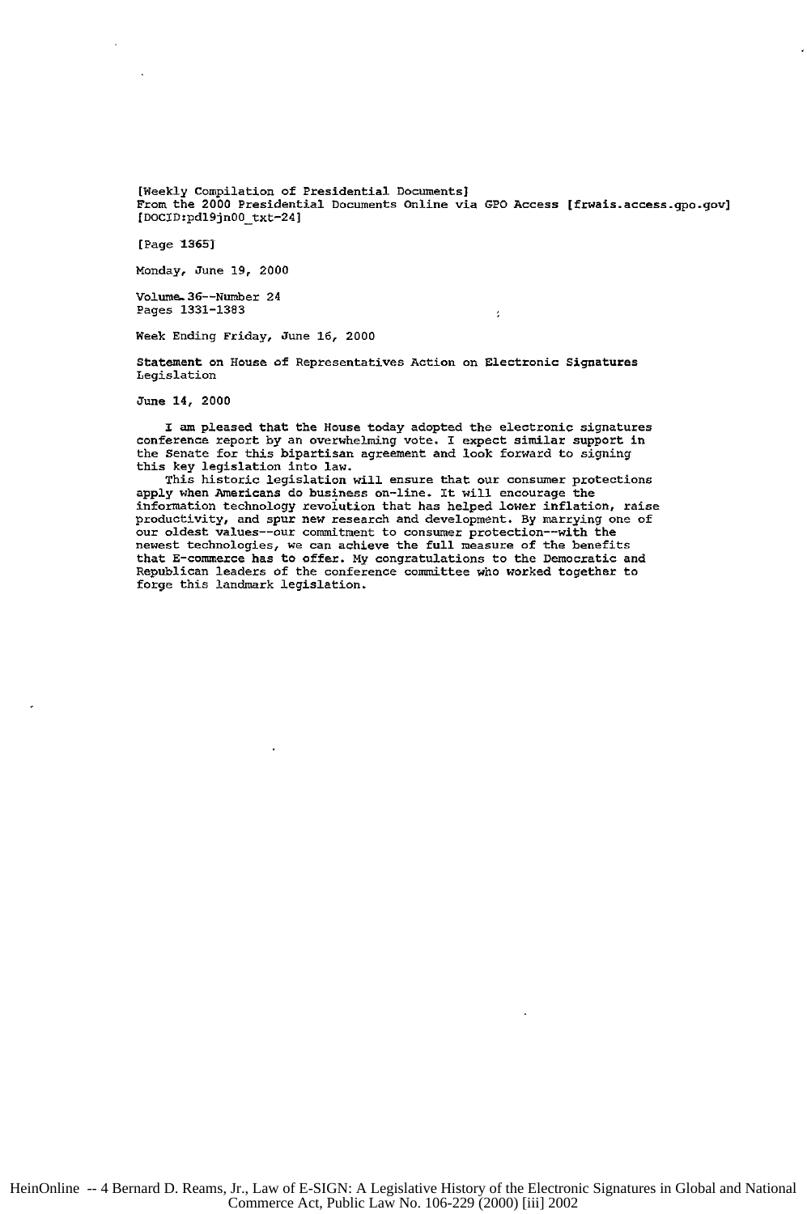[Weekly Compilation of Presidential Documents]
From the 2000 Presidential Documents Online via GPO Access [frwais.access.gpo.gov]
[DOCID:pd19jn00_txt-24]

[Page 1365]

Monday, June 19, 2000

Volume 36--Number 24
Pages 1331-1383

Week Ending Friday, June 16, 2000

Statement on House of Representatives Action on Electronic Signatures Legislation

June 14, 2000

I am pleased that the House today adopted the electronic signatures conference report by an overwhelming vote. I expect similar support in the Senate for this bipartisan agreement and look forward to signing this key legislation into law.

This historic legislation will ensure that our consumer protections apply when Americans do business on-line. It will encourage the information technology revolution that has helped lower inflation, raise productivity, and spur new research and development. By marrying one of our oldest values--our commitment to consumer protection--with the newest technologies, we can achieve the full measure of the benefits that E-commerce has to offer. My congratulations to the Democratic and Republican leaders of the conference committee who worked together to forge this landmark legislation.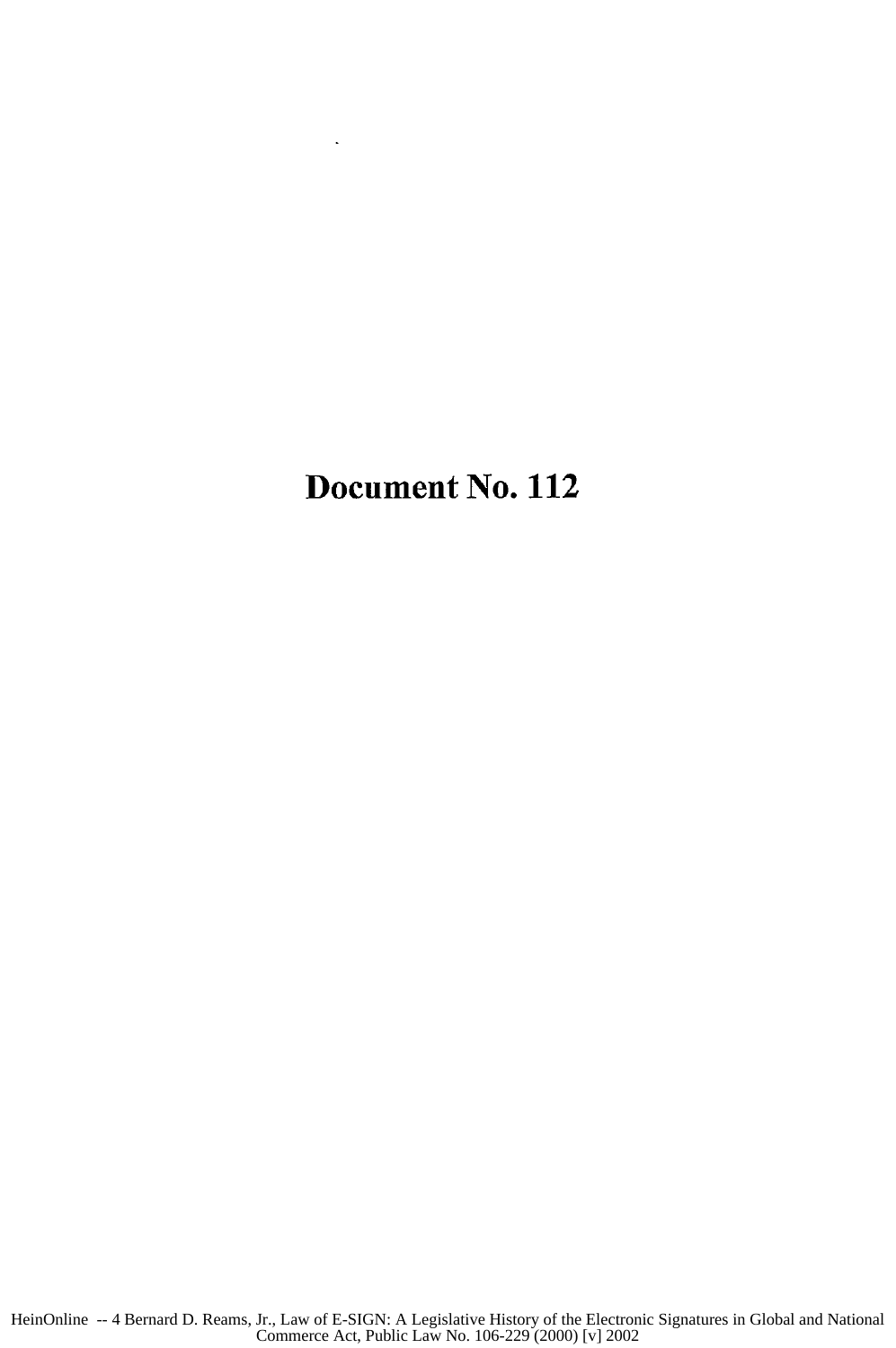# Document No. 112